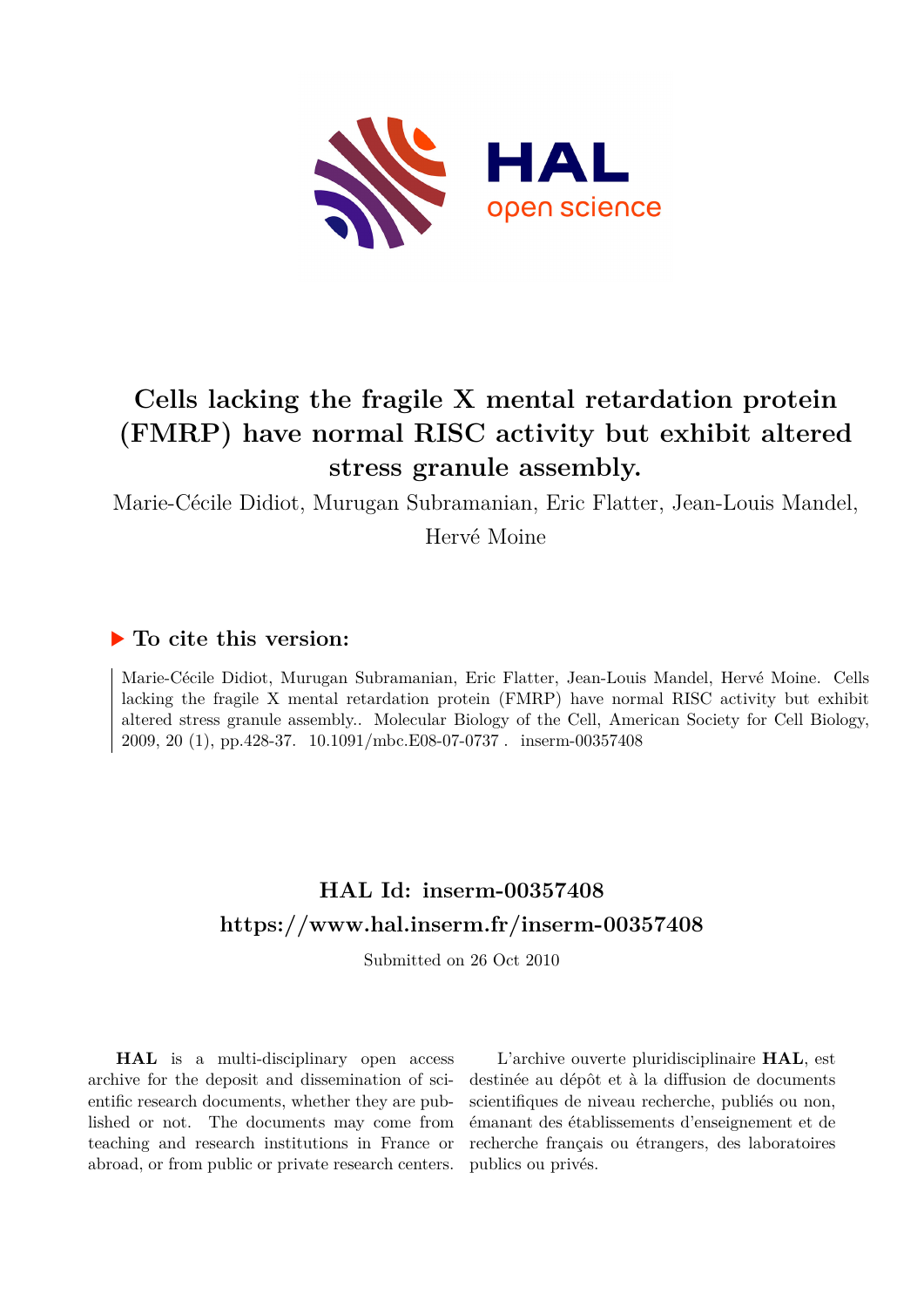# Cells lacking the fragile X mental retardation protein (FMRP) have normal RISC activity but exhibit altered stress granule assembly.

Marie-Cécile Didiot, Murugan Subramanian, Eric Flatter, Jean-Louis Mandel, Hervé Moine

## ▶ To cite this version:

Marie-Cécile Didiot, Murugan Subramanian, Eric Flatter, Jean-Louis Mandel, Hervé Moine. Cells lacking the fragile X mental retardation protein (FMRP) have normal RISC activity but exhibit altered stress granule assembly.. Molecular Biology of the Cell, American Society for Cell Biology, 2009, 20 (1), pp.428-37. 10.1091/mbc.E08-07-0737 . inserm-00357408

## HAL Id: inserm-00357408
## https://www.hal.inserm.fr/inserm-00357408

Submitted on 26 Oct 2010

**HAL** is a multi-disciplinary open access archive for the deposit and dissemination of scientific research documents, whether they are published or not. The documents may come from teaching and research institutions in France or abroad, or from public or private research centers.

L'archive ouverte pluridisciplinaire **HAL**, est destinée au dépôt et à la diffusion de documents scientifiques de niveau recherche, publiés ou non, émanant des établissements d'enseignement et de recherche français ou étrangers, des laboratoires publics ou privés.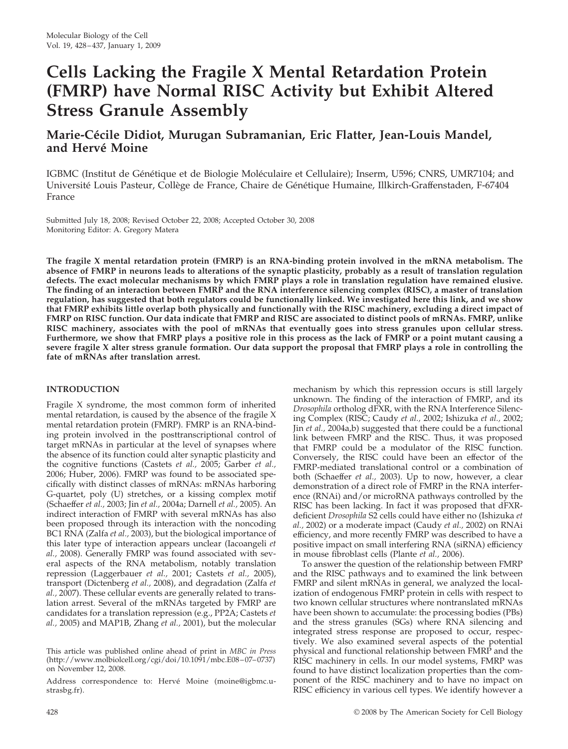# Cells Lacking the Fragile X Mental Retardation Protein (FMRP) have Normal RISC Activity but Exhibit Altered Stress Granule Assembly

**Marie-Cécile Didiot, Murugan Subramanian, Eric Flatter, Jean-Louis Mandel, and Hervé Moine**

IGBMC (Institut de Génétique et de Biologie Moléculaire et Cellulaire); Inserm, U596; CNRS, UMR7104; and Université Louis Pasteur, Collège de France, Chaire de Génétique Humaine, Illkirch-Graffenstaden, F-67404 France

Submitted July 18, 2008; Revised October 22, 2008; Accepted October 30, 2008
Monitoring Editor: A. Gregory Matera

**The fragile X mental retardation protein (FMRP) is an RNA-binding protein involved in the mRNA metabolism. The absence of FMRP in neurons leads to alterations of the synaptic plasticity, probably as a result of translation regulation defects. The exact molecular mechanisms by which FMRP plays a role in translation regulation have remained elusive. The finding of an interaction between FMRP and the RNA interference silencing complex (RISC), a master of translation regulation, has suggested that both regulators could be functionally linked. We investigated here this link, and we show that FMRP exhibits little overlap both physically and functionally with the RISC machinery, excluding a direct impact of FMRP on RISC function. Our data indicate that FMRP and RISC are associated to distinct pools of mRNAs. FMRP, unlike RISC machinery, associates with the pool of mRNAs that eventually goes into stress granules upon cellular stress. Furthermore, we show that FMRP plays a positive role in this process as the lack of FMRP or a point mutant causing a severe fragile X alter stress granule formation. Our data support the proposal that FMRP plays a role in controlling the fate of mRNAs after translation arrest.**

## INTRODUCTION

Fragile X syndrome, the most common form of inherited mental retardation, is caused by the absence of the fragile X mental retardation protein (FMRP). FMRP is an RNA-binding protein involved in the posttranscriptional control of target mRNAs in particular at the level of synapses where the absence of its function could alter synaptic plasticity and the cognitive functions (Castets *et al.,* 2005; Garber *et al.,* 2006; Huber, 2006). FMRP was found to be associated specifically with distinct classes of mRNAs: mRNAs harboring G-quartet, poly (U) stretches, or a kissing complex motif (Schaeffer *et al.,* 2003; Jin *et al.,* 2004a; Darnell *et al.,* 2005). An indirect interaction of FMRP with several mRNAs has also been proposed through its interaction with the noncoding BC1 RNA (Zalfa *et al.,* 2003), but the biological importance of this later type of interaction appears unclear (Iacoangeli *et al.,* 2008). Generally FMRP was found associated with several aspects of the RNA metabolism, notably translation repression (Laggerbauer *et al.,* 2001; Castets *et al.,* 2005), transport (Dictenberg *et al.,* 2008), and degradation (Zalfa *et al.,* 2007). These cellular events are generally related to translation arrest. Several of the mRNAs targeted by FMRP are candidates for a translation repression (e.g., PP2A; Castets *et al.,* 2005) and MAP1B, Zhang *et al.,* 2001), but the molecular mechanism by which this repression occurs is still largely unknown. The finding of the interaction of FMRP, and its *Drosophila* ortholog dFXR, with the RNA Interference Silencing Complex (RISC; Caudy *et al.,* 2002; Ishizuka *et al.,* 2002; Jin *et al.,* 2004a,b) suggested that there could be a functional link between FMRP and the RISC. Thus, it was proposed that FMRP could be a modulator of the RISC function. Conversely, the RISC could have been an effector of the FMRP-mediated translational control or a combination of both (Schaeffer *et al.,* 2003). Up to now, however, a clear demonstration of a direct role of FMRP in the RNA interference (RNAi) and/or microRNA pathways controlled by the RISC has been lacking. In fact it was proposed that dFXR-deficient *Drosophila* S2 cells could have either no (Ishizuka *et al.,* 2002) or a moderate impact (Caudy *et al.,* 2002) on RNAi efficiency, and more recently FMRP was described to have a positive impact on small interfering RNA (siRNA) efficiency in mouse fibroblast cells (Plante *et al.,* 2006).

To answer the question of the relationship between FMRP and the RISC pathways and to examined the link between FMRP and silent mRNAs in general, we analyzed the localization of endogenous FMRP protein in cells with respect to two known cellular structures where nontranslated mRNAs have been shown to accumulate: the processing bodies (PBs) and the stress granules (SGs) where RNA silencing and integrated stress response are proposed to occur, respectively. We also examined several aspects of the potential physical and functional relationship between FMRP and the RISC machinery in cells. In our model systems, FMRP was found to have distinct localization properties than the component of the RISC machinery and to have no impact on RISC efficiency in various cell types. We identify however a

This article was published online ahead of print in *MBC in Press* (http://www.molbiolcell.org/cgi/doi/10.1091/mbc.E08–07–0737) on November 12, 2008.

Address correspondence to: Hervé Moine (moine@igbmc.u-strasbg.fr).

© 2008 by The American Society for Cell Biology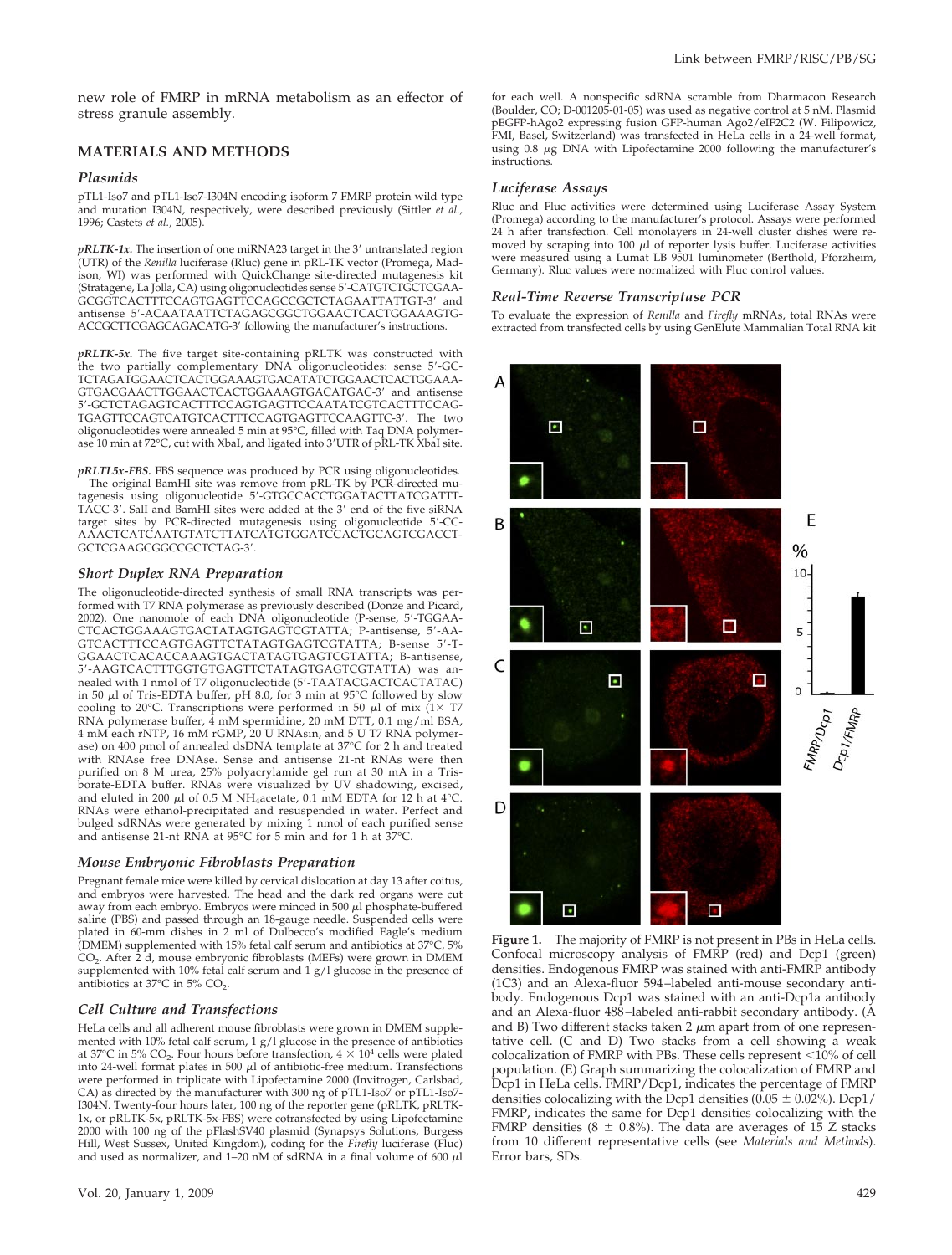new role of FMRP in mRNA metabolism as an effector of stress granule assembly.

## MATERIALS AND METHODS

### Plasmids

pTL1-Iso7 and pTL1-Iso7-I304N encoding isoform 7 FMRP protein wild type and mutation I304N, respectively, were described previously (Sittler *et al.*, 1996; Castets *et al.*, 2005).

***pRLTK-1x.*** The insertion of one miRNA23 target in the 3′ untranslated region (UTR) of the *Renilla* luciferase (Rluc) gene in pRL-TK vector (Promega, Madison, WI) was performed with QuickChange site-directed mutagenesis kit (Stratagene, La Jolla, CA) using oligonucleotides sense 5′-CATGTCTGCTCGAAGCGGTCACTTTCCAGTGAGTTCCAGCCGCTCTAGAATTATTGT-3′ and antisense 5′-ACAATAATTCTAGAGCGGCTGGAACTCACTGGAAAGTGACCGCTTCGAGCAGACATG-3′ following the manufacturer's instructions.

***pRLTK-5x.*** The five target site-containing pRLTK was constructed with the two partially complementary DNA oligonucleotides: sense 5′-GCTCTAGATGGAACTCACTGGAAAGTGACATATCTGGAACTCACTGGAAAGTGACGAACTTGGAACTCACTGGAAAGTGACATGAC-3′ and antisense 5′-GCTCTAGAGTCACTTTCCAGTGAGTTCCAATATCGTCACTTTCCAGTGAGTTCCAGTCATGTCACTTTCCAGTGAGTTCCAAGTTC-3′. The two oligonucleotides were annealed 5 min at 95°C, filled with Taq DNA polymerase 10 min at 72°C, cut with XbaI, and ligated into 3′UTR of pRL-TK XbaI site.

***pRLTL5x-FBS.*** FBS sequence was produced by PCR using oligonucleotides. The original BamHI site was remove from pRL-TK by PCR-directed mutagenesis using oligonucleotide 5′-GTGCCACCTGGATACTTATCGATTTTACC-3′. SalI and BamHI sites were added at the 3′ end of the five siRNA target sites by PCR-directed mutagenesis using oligonucleotide 5′-CCAAACTCATCAATGTATCTTATCATGTGGATCCACTGCAGTCGACCTGCTCGAAGCGGCCGCTCTAG-3′.

### Short Duplex RNA Preparation

The oligonucleotide-directed synthesis of small RNA transcripts was performed with T7 RNA polymerase as previously described (Donze and Picard, 2002). One nanomole of each DNA oligonucleotide (P-sense, 5′-TGGAACTCACTGGAAAGTGACTATAGTGAGTCGTATTA; P-antisense, 5′-AAGTCACTTTCCAGTGAGTTCTATAGTGAGTCGTATTA; B-sense 5′-TGGAACTCACACCAAAGTGACTATAGTGAGTCGTATTA; B-antisense, 5′-AAGTCACTTTGGTGTGAGTTCTATAGTGAGTCGTATTA) was annealed with 1 nmol of T7 oligonucleotide (5′-TAATACGACTCACTATAC) in 50 μl of Tris-EDTA buffer, pH 8.0, for 3 min at 95°C followed by slow cooling to 20°C. Transcriptions were performed in 50 μl of mix (1× T7 RNA polymerase buffer, 4 mM spermidine, 20 mM DTT, 0.1 mg/ml BSA, 4 mM each rNTP, 16 mM rGMP, 20 U RNAsin, and 5 U T7 RNA polymerase) on 400 pmol of annealed dsDNA template at 37°C for 2 h and treated with RNAse free DNAse. Sense and antisense 21-nt RNAs were then purified on 8 M urea, 25% polyacrylamide gel run at 30 mA in a Tris-borate-EDTA buffer. RNAs were visualized by UV shadowing, excised, and eluted in 200 μl of 0.5 M $NH_4$acetate, 0.1 mM EDTA for 12 h at 4°C. RNAs were ethanol-precipitated and resuspended in water. Perfect and bulged sdRNAs were generated by mixing 1 nmol of each purified sense and antisense 21-nt RNA at 95°C for 5 min and for 1 h at 37°C.

### Mouse Embryonic Fibroblasts Preparation

Pregnant female mice were killed by cervical dislocation at day 13 after coitus, and embryos were harvested. The head and the dark red organs were cut away from each embryo. Embryos were minced in 500 μl phosphate-buffered saline (PBS) and passed through an 18-gauge needle. Suspended cells were plated in 60-mm dishes in 2 ml of Dulbecco's modified Eagle's medium (DMEM) supplemented with 15% fetal calf serum and antibiotics at 37°C, 5% $CO_2$. After 2 d, mouse embryonic fibroblasts (MEFs) were grown in DMEM supplemented with 10% fetal calf serum and 1 g/l glucose in the presence of antibiotics at 37°C in 5% $CO_2$.

### Cell Culture and Transfections

HeLa cells and all adherent mouse fibroblasts were grown in DMEM supplemented with 10% fetal calf serum, 1 g/l glucose in the presence of antibiotics at 37°C in 5% $CO_2$. Four hours before transfection, $4 \times 10^4$ cells were plated into 24-well format plates in 500 μl of antibiotic-free medium. Transfections were performed in triplicate with Lipofectamine 2000 (Invitrogen, Carlsbad, CA) as directed by the manufacturer with 300 ng of pTL1-Iso7 or pTL1-Iso7-I304N. Twenty-four hours later, 100 ng of the reporter gene (pRLTK, pRLTK-1x, or pRLTK-5x, pRLTK-5x-FBS) were cotransfected by using Lipofectamine 2000 with 100 ng of the pFlashSV40 plasmid (Synapsys Solutions, Burgess Hill, West Sussex, United Kingdom), coding for the *Firefly* luciferase (Fluc) and used as normalizer, and 1–20 nM of sdRNA in a final volume of 600 μl for each well. A nonspecific sdRNA scramble from Dharmacon Research (Boulder, CO; D-001205-01-05) was used as negative control at 5 nM. Plasmid pEGFP-hAgo2 expressing fusion GFP-human Ago2/eIF2C2 (W. Filipowicz, FMI, Basel, Switzerland) was transfected in HeLa cells in a 24-well format, using 0.8 μg DNA with Lipofectamine 2000 following the manufacturer's instructions.

### Luciferase Assays

Rluc and Fluc activities were determined using Luciferase Assay System (Promega) according to the manufacturer's protocol. Assays were performed 24 h after transfection. Cell monolayers in 24-well cluster dishes were removed by scraping into 100 μl of reporter lysis buffer. Luciferase activities were measured using a Lumat LB 9501 luminometer (Berthold, Pforzheim, Germany). Rluc values were normalized with Fluc control values.

### Real-Time Reverse Transcriptase PCR

To evaluate the expression of *Renilla* and *Firefly* mRNAs, total RNAs were extracted from transfected cells by using GenElute Mammalian Total RNA kit

**Figure 1.** The majority of FMRP is not present in PBs in HeLa cells. Confocal microscopy analysis of FMRP (red) and Dcp1 (green) densities. Endogenous FMRP was stained with anti-FMRP antibody (1C3) and an Alexa-fluor 594–labeled anti-mouse secondary antibody. Endogenous Dcp1 was stained with an anti-Dcp1a antibody and an Alexa-fluor 488–labeled anti-rabbit secondary antibody. (A and B) Two different stacks taken 2 μm apart from of one representative cell. (C and D) Two stacks from a cell showing a weak colocalization of FMRP with PBs. These cells represent <10% of cell population. (E) Graph summarizing the colocalization of FMRP and Dcp1 in HeLa cells. FMRP/Dcp1, indicates the percentage of FMRP densities colocalizing with the Dcp1 densities (0.05 ± 0.02%). Dcp1/FMRP, indicates the same for Dcp1 densities colocalizing with the FMRP densities (8 ± 0.8%). The data are averages of 15 Z stacks from 10 different representative cells (see *Materials and Methods*). Error bars, SDs.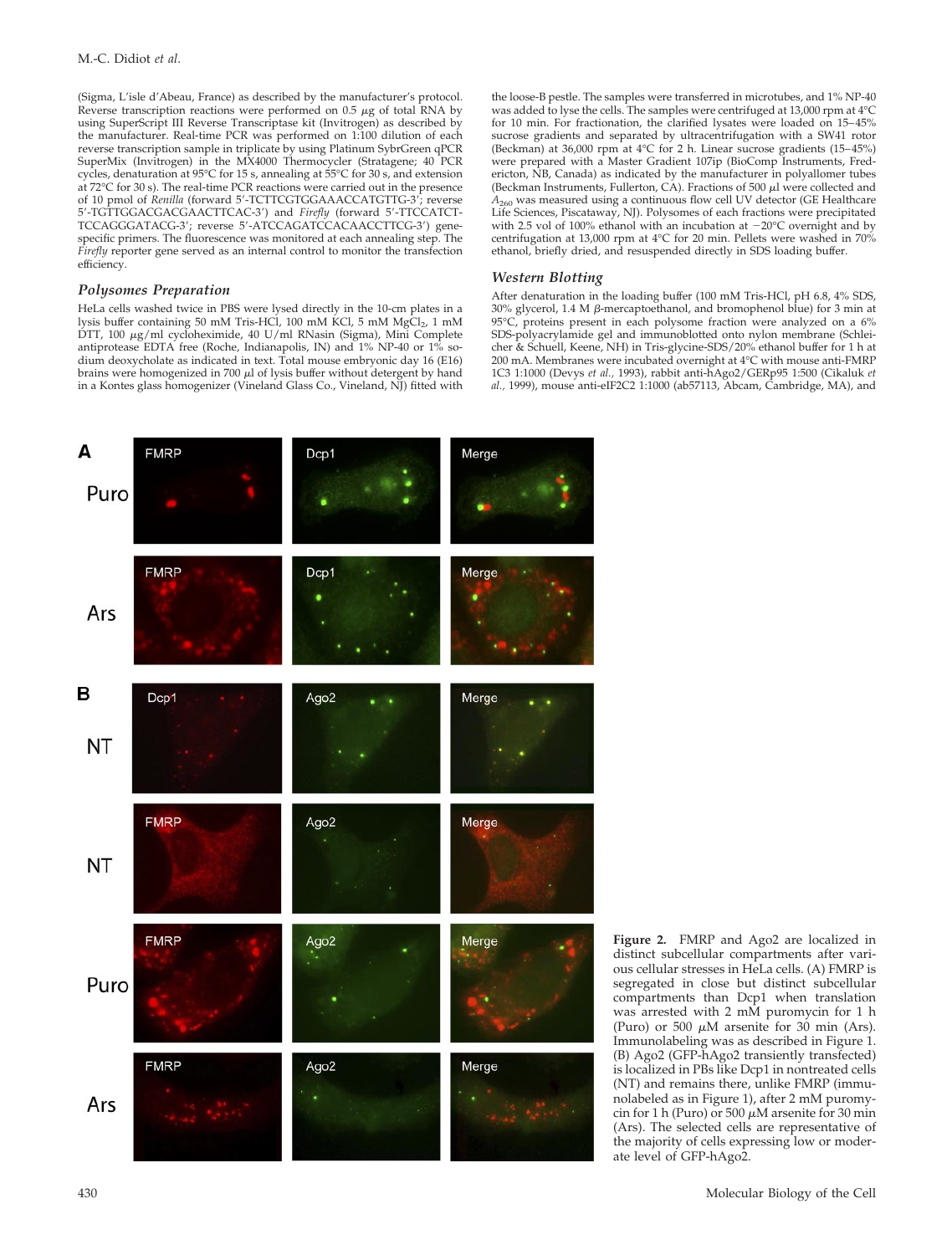(Sigma, L'isle d'Abeau, France) as described by the manufacturer's protocol. Reverse transcription reactions were performed on 0.5 μg of total RNA by using SuperScript III Reverse Transcriptase kit (Invitrogen) as described by the manufacturer. Real-time PCR was performed on 1:100 dilution of each reverse transcription sample in triplicate by using Platinum SybrGreen qPCR SuperMix (Invitrogen) in the MX4000 Thermocycler (Stratagene; 40 PCR cycles, denaturation at 95°C for 15 s, annealing at 55°C for 30 s, and extension at 72°C for 30 s). The real-time PCR reactions were carried out in the presence of 10 pmol of *Renilla* (forward 5′-TCTTCGTGGAAACCATGTTG-3′; reverse 5′-TGTTGGACGACGAACTTCAC-3′) and *Firefly* (forward 5′-TTCCATCT-TCCAGGGATACG-3′; reverse 5′-ATCCAGATCCACAACCTTCG-3′) gene-specific primers. The fluorescence was monitored at each annealing step. The *Firefly* reporter gene served as an internal control to monitor the transfection efficiency.

### Polysomes Preparation

HeLa cells washed twice in PBS were lysed directly in the 10-cm plates in a lysis buffer containing 50 mM Tris-HCl, 100 mM KCl, 5 mM $MgCl_2$, 1 mM DTT, 100 μg/ml cycloheximide, 40 U/ml RNasin (Sigma), Mini Complete antiprotease EDTA free (Roche, Indianapolis, IN) and 1% NP-40 or 1% sodium deoxycholate as indicated in text. Total mouse embryonic day 16 (E16) brains were homogenized in 700 μl of lysis buffer without detergent by hand in a Kontes glass homogenizer (Vineland Glass Co., Vineland, NJ) fitted with the loose-B pestle. The samples were transferred in microtubes, and 1% NP-40 was added to lyse the cells. The samples were centrifuged at 13,000 rpm at 4°C for 10 min. For fractionation, the clarified lysates were loaded on 15–45% sucrose gradients and separated by ultracentrifugation with a SW41 rotor (Beckman) at 36,000 rpm at 4°C for 2 h. Linear sucrose gradients (15–45%) were prepared with a Master Gradient 107ip (BioComp Instruments, Fredericton, NB, Canada) as indicated by the manufacturer in polyallomer tubes (Beckman Instruments, Fullerton, CA). Fractions of 500 μl were collected and $A_{260}$ was measured using a continuous flow cell UV detector (GE Healthcare Life Sciences, Piscataway, NJ). Polysomes of each fractions were precipitated with 2.5 vol of 100% ethanol with an incubation at −20°C overnight and by centrifugation at 13,000 rpm at 4°C for 20 min. Pellets were washed in 70% ethanol, briefly dried, and resuspended directly in SDS loading buffer.

### Western Blotting

After denaturation in the loading buffer (100 mM Tris-HCl, pH 6.8, 4% SDS, 30% glycerol, 1.4 M β-mercaptoethanol, and bromophenol blue) for 3 min at 95°C, proteins present in each polysome fraction were analyzed on a 6% SDS-polyacrylamide gel and immunoblotted onto nylon membrane (Schleicher & Schuell, Keene, NH) in Tris-glycine-SDS/20% ethanol buffer for 1 h at 200 mA. Membranes were incubated overnight at 4°C with mouse anti-FMRP 1C3 1:1000 (Devys *et al.*, 1993), rabbit anti-hAgo2/GERp95 1:500 (Cikaluk *et al.*, 1999), mouse anti-eIF2C2 1:1000 (ab57113, Abcam, Cambridge, MA), and

**Figure 2.** FMRP and Ago2 are localized in distinct subcellular compartments after various cellular stresses in HeLa cells. (A) FMRP is segregated in close but distinct subcellular compartments than Dcp1 when translation was arrested with 2 mM puromycin for 1 h (Puro) or 500 μM arsenite for 30 min (Ars). Immunolabeling was as described in Figure 1. (B) Ago2 (GFP-hAgo2 transiently transfected) is localized in PBs like Dcp1 in nontreated cells (NT) and remains there, unlike FMRP (immunolabeled as in Figure 1), after 2 mM puromycin for 1 h (Puro) or 500 μM arsenite for 30 min (Ars). The selected cells are representative of the majority of cells expressing low or moderate level of GFP-hAgo2.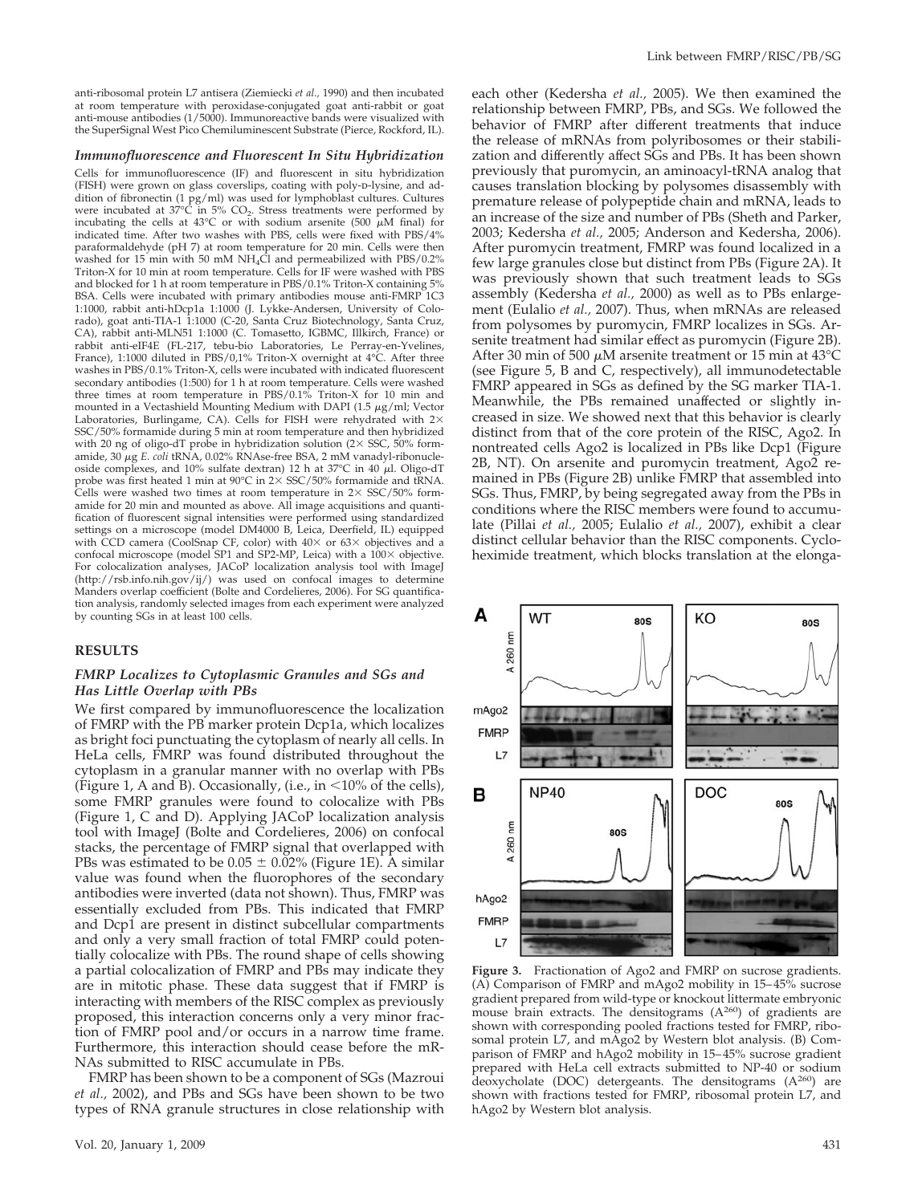anti-ribosomal protein L7 antisera (Ziemiecki *et al.,* 1990) and then incubated at room temperature with peroxidase-conjugated goat anti-rabbit or goat anti-mouse antibodies (1/5000). Immunoreactive bands were visualized with the SuperSignal West Pico Chemiluminescent Substrate (Pierce, Rockford, IL).

### *Immunofluorescence and Fluorescent In Situ Hybridization*

Cells for immunofluorescence (IF) and fluorescent in situ hybridization (FISH) were grown on glass coverslips, coating with poly-D-lysine, and addition of fibronectin (1 pg/ml) was used for lymphoblast cultures. Cultures were incubated at 37°C in 5% $CO_2$. Stress treatments were performed by incubating the cells at 43°C or with sodium arsenite (500 $\mu$M final) for indicated time. After two washes with PBS, cells were fixed with PBS/4% paraformaldehyde (pH 7) at room temperature for 20 min. Cells were then washed for 15 min with 50 mM $NH_4Cl$ and permeabilized with PBS/0.2% Triton-X for 10 min at room temperature. Cells for IF were washed with PBS and blocked for 1 h at room temperature in PBS/0.1% Triton-X containing 5% BSA. Cells were incubated with primary antibodies mouse anti-FMRP 1C3 1:1000, rabbit anti-hDcp1a 1:1000 (J. Lykke-Andersen, University of Colorado), goat anti-TIA-1 1:1000 (C-20, Santa Cruz Biotechnology, Santa Cruz, CA), rabbit anti-MLN51 1:1000 (C. Tomasetto, IGBMC, Illkirch, France) or rabbit anti-eIF4E (FL-217, tebu-bio Laboratories, Le Perray-en-Yvelines, France), 1:1000 diluted in PBS/0,1% Triton-X overnight at 4°C. After three washes in PBS/0.1% Triton-X, cells were incubated with indicated fluorescent secondary antibodies (1:500) for 1 h at room temperature. Cells were washed three times at room temperature in PBS/0.1% Triton-X for 10 min and mounted in a Vectashield Mounting Medium with DAPI (1.5 $\mu$g/ml; Vector Laboratories, Burlingame, CA). Cells for FISH were rehydrated with 2× SSC/50% formamide during 5 min at room temperature and then hybridized with 20 ng of oligo-dT probe in hybridization solution (2× SSC, 50% formamide, 30 $\mu$g *E. coli* tRNA, 0.02% RNAse-free BSA, 2 mM vanadyl-ribonucleoside complexes, and 10% sulfate dextran) 12 h at 37°C in 40 $\mu$l. Oligo-dT probe was first heated 1 min at 90°C in 2× SSC/50% formamide and tRNA. Cells were washed two times at room temperature in 2× SSC/50% formamide for 20 min and mounted as above. All image acquisitions and quantification of fluorescent signal intensities were performed using standardized settings on a microscope (model DM4000 B, Leica, Deerfield, IL) equipped with CCD camera (CoolSnap CF, color) with 40× or 63× objectives and a confocal microscope (model SP1 and SP2-MP, Leica) with a 100× objective. For colocalization analyses, JACoP localization analysis tool with ImageJ (http://rsb.info.nih.gov/ij/) was used on confocal images to determine Manders overlap coefficient (Bolte and Cordelieres, 2006). For SG quantification analysis, randomly selected images from each experiment were analyzed by counting SGs in at least 100 cells.

## RESULTS

### *FMRP Localizes to Cytoplasmic Granules and SGs and Has Little Overlap with PBs*

We first compared by immunofluorescence the localization of FMRP with the PB marker protein Dcp1a, which localizes as bright foci punctuating the cytoplasm of nearly all cells. In HeLa cells, FMRP was found distributed throughout the cytoplasm in a granular manner with no overlap with PBs (Figure 1, A and B). Occasionally, (i.e., in <10% of the cells), some FMRP granules were found to colocalize with PBs (Figure 1, C and D). Applying JACoP localization analysis tool with ImageJ (Bolte and Cordelieres, 2006) on confocal stacks, the percentage of FMRP signal that overlapped with PBs was estimated to be 0.05 ± 0.02% (Figure 1E). A similar value was found when the fluorophores of the secondary antibodies were inverted (data not shown). Thus, FMRP was essentially excluded from PBs. This indicated that FMRP and Dcp1 are present in distinct subcellular compartments and only a very small fraction of total FMRP could potentially colocalize with PBs. The round shape of cells showing a partial colocalization of FMRP and PBs may indicate they are in mitotic phase. These data suggest that if FMRP is interacting with members of the RISC complex as previously proposed, this interaction concerns only a very minor fraction of FMRP pool and/or occurs in a narrow time frame. Furthermore, this interaction should cease before the mRNAs submitted to RISC accumulate in PBs.

FMRP has been shown to be a component of SGs (Mazroui *et al.,* 2002), and PBs and SGs have been shown to be two types of RNA granule structures in close relationship with each other (Kedersha *et al.,* 2005). We then examined the relationship between FMRP, PBs, and SGs. We followed the behavior of FMRP after different treatments that induce the release of mRNAs from polyribosomes or their stabilization and differently affect SGs and PBs. It has been shown previously that puromycin, an aminoacyl-tRNA analog that causes translation blocking by polysomes disassembly with premature release of polypeptide chain and mRNA, leads to an increase of the size and number of PBs (Sheth and Parker, 2003; Kedersha *et al.,* 2005; Anderson and Kedersha, 2006). After puromycin treatment, FMRP was found localized in a few large granules close but distinct from PBs (Figure 2A). It was previously shown that such treatment leads to SGs assembly (Kedersha *et al.,* 2000) as well as to PBs enlargement (Eulalio *et al.,* 2007). Thus, when mRNAs are released from polysomes by puromycin, FMRP localizes in SGs. Arsenite treatment had similar effect as puromycin (Figure 2B). After 30 min of 500 $\mu$M arsenite treatment or 15 min at 43°C (see Figure 5, B and C, respectively), all immunodetectable FMRP appeared in SGs as defined by the SG marker TIA-1. Meanwhile, the PBs remained unaffected or slightly increased in size. We showed next that this behavior is clearly distinct from that of the core protein of the RISC, Ago2. In nontreated cells Ago2 is localized in PBs like Dcp1 (Figure 2B, NT). On arsenite and puromycin treatment, Ago2 remained in PBs (Figure 2B) unlike FMRP that assembled into SGs. Thus, FMRP, by being segregated away from the PBs in conditions where the RISC members were found to accumulate (Pillai *et al.,* 2005; Eulalio *et al.,* 2007), exhibit a clear distinct cellular behavior than the RISC components. Cycloheximide treatment, which blocks translation at the elonga-

**Figure 3.** Fractionation of Ago2 and FMRP on sucrose gradients. (A) Comparison of FMRP and mAgo2 mobility in 15–45% sucrose gradient prepared from wild-type or knockout littermate embryonic mouse brain extracts. The densitograms ($A^{260}$) of gradients are shown with corresponding pooled fractions tested for FMRP, ribosomal protein L7, and mAgo2 by Western blot analysis. (B) Comparison of FMRP and hAgo2 mobility in 15–45% sucrose gradient prepared with HeLa cell extracts submitted to NP-40 or sodium deoxycholate (DOC) detergents. The densitograms ($A^{260}$) are shown with fractions tested for FMRP, ribosomal protein L7, and hAgo2 by Western blot analysis.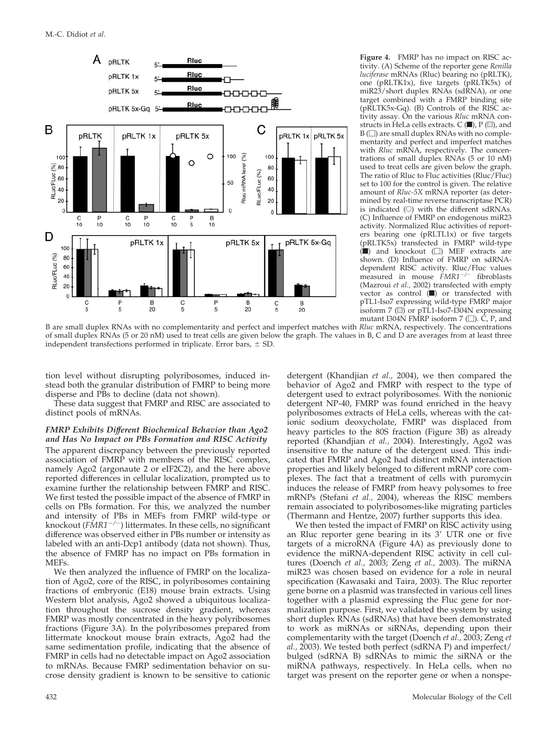**Figure 4.** FMRP has no impact on RISC activity. (A) Scheme of the reporter gene *Renilla luciferase* mRNAs (Rluc) bearing no (pRLTK), one (pRLTK1x), five targets (pRLTK5x) of miR23/short duplex RNAs (sdRNA), or one target combined with a FMRP binding site (pRLTK5x-Gq). (B) Controls of the RISC activity assay. On the various *Rluc* mRNA constructs in HeLa cells extracts. C (■), P (▨), and B (□) are small duplex RNAs with no complementarity and perfect and imperfect matches with *Rluc* mRNA, respectively. The concentrations of small duplex RNAs (5 or 10 nM) used to treat cells are given below the graph. The ratio of Rluc to Fluc activities (Rluc/Fluc) set to 100 for the control is given. The relative amount of *Rluc-5X* mRNA reporter (as determined by real-time reverse transcriptase PCR) is indicated (○) with the different sdRNAs. (C) Influence of FMRP on endogenous miR23 activity. Normalized Rluc activities of reporters bearing one (pRLTL1x) or five targets (pRLTK5x) transfected in FMRP wild-type (■) and knockout (□) MEF extracts are shown. (D) Influence of FMRP on sdRNA-dependent RISC activity. Rluc/Fluc values measured in mouse $FMR1^{-/-}$ fibroblasts (Mazroui *et al.,* 2002) transfected with empty vector as control (■) or transfected with pTL1-Iso7 expressing wild-type FMRP major isoform 7 (▨) or pTL1-Iso7-I304N expressing mutant I304N FMRP isoform 7 (□). C, P, and B are small duplex RNAs with no complementarity and perfect and imperfect matches with *Rluc* mRNA, respectively. The concentrations of small duplex RNAs (5 or 20 nM) used to treat cells are given below the graph. The values in B, C and D are averages from at least three independent transfections performed in triplicate. Error bars, ± SD.

tion level without disrupting polyribosomes, induced instead both the granular distribution of FMRP to being more disperse and PBs to decline (data not shown).

These data suggest that FMRP and RISC are associated to distinct pools of mRNAs.

### *FMRP Exhibits Different Biochemical Behavior than Ago2 and Has No Impact on PBs Formation and RISC Activity*

The apparent discrepancy between the previously reported association of FMRP with members of the RISC complex, namely Ago2 (argonaute 2 or eIF2C2), and the here above reported differences in cellular localization, prompted us to examine further the relationship between FMRP and RISC. We first tested the possible impact of the absence of FMRP in cells on PBs formation. For this, we analyzed the number and intensity of PBs in MEFs from FMRP wild-type or knockout ($FMR1^{-/-}$) littermates. In these cells, no significant difference was observed either in PBs number or intensity as labeled with an anti-Dcp1 antibody (data not shown). Thus, the absence of FMRP has no impact on PBs formation in MEFs.

We then analyzed the influence of FMRP on the localization of Ago2, core of the RISC, in polyribosomes containing fractions of embryonic (E18) mouse brain extracts. Using Western blot analysis, Ago2 showed a ubiquitous localization throughout the sucrose density gradient, whereas FMRP was mostly concentrated in the heavy polyribosomes fractions (Figure 3A). In the polyribosomes prepared from littermate knockout mouse brain extracts, Ago2 had the same sedimentation profile, indicating that the absence of FMRP in cells had no detectable impact on Ago2 association to mRNAs. Because FMRP sedimentation behavior on sucrose density gradient is known to be sensitive to cationic detergent (Khandjian *et al.,* 2004), we then compared the behavior of Ago2 and FMRP with respect to the type of detergent used to extract polyribosomes. With the nonionic detergent NP-40, FMRP was found enriched in the heavy polyribosomes extracts of HeLa cells, whereas with the cationic sodium deoxycholate, FMRP was displaced from heavy particles to the 80S fraction (Figure 3B) as already reported (Khandjian *et al.,* 2004). Interestingly, Ago2 was insensitive to the nature of the detergent used. This indicated that FMRP and Ago2 had distinct mRNA interaction properties and likely belonged to different mRNP core complexes. The fact that a treatment of cells with puromycin induces the release of FMRP from heavy polysomes to free mRNPs (Stefani *et al.,* 2004), whereas the RISC members remain associated to polyribosomes-like migrating particles (Thermann and Hentze, 2007) further supports this idea.

We then tested the impact of FMRP on RISC activity using an Rluc reporter gene bearing in its 3′ UTR one or five targets of a microRNA (Figure 4A) as previously done to evidence the miRNA-dependent RISC activity in cell cultures (Doench *et al.,* 2003; Zeng *et al.,* 2003). The miRNA miR23 was chosen based on evidence for a role in neural specification (Kawasaki and Taira, 2003). The Rluc reporter gene borne on a plasmid was transfected in various cell lines together with a plasmid expressing the Fluc gene for normalization purpose. First, we validated the system by using short duplex RNAs (sdRNAs) that have been demonstrated to work as miRNAs or siRNAs, depending upon their complementarity with the target (Doench *et al.,* 2003; Zeng *et al.,* 2003). We tested both perfect (sdRNA P) and imperfect/bulged (sdRNA B) sdRNAs to mimic the siRNA or the miRNA pathways, respectively. In HeLa cells, when no target was present on the reporter gene or when a nonspe-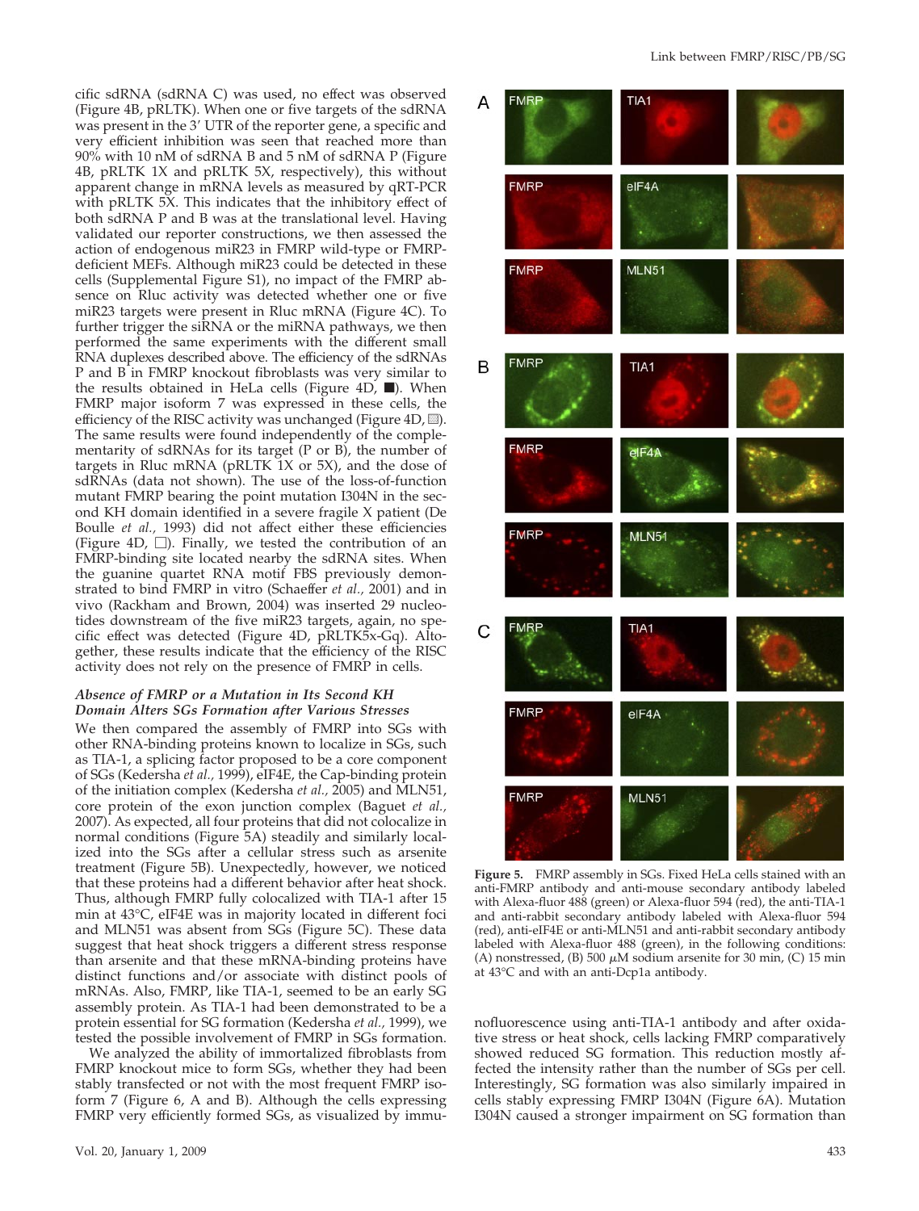cific sdRNA (sdRNA C) was used, no effect was observed (Figure 4B, pRLTK). When one or five targets of the sdRNA was present in the 3′ UTR of the reporter gene, a specific and very efficient inhibition was seen that reached more than 90% with 10 nM of sdRNA B and 5 nM of sdRNA P (Figure 4B, pRLTK 1X and pRLTK 5X, respectively), this without apparent change in mRNA levels as measured by qRT-PCR with pRLTK 5X. This indicates that the inhibitory effect of both sdRNA P and B was at the translational level. Having validated our reporter constructions, we then assessed the action of endogenous miR23 in FMRP wild-type or FMRP-deficient MEFs. Although miR23 could be detected in these cells (Supplemental Figure S1), no impact of the FMRP absence on Rluc activity was detected whether one or five miR23 targets were present in Rluc mRNA (Figure 4C). To further trigger the siRNA or the miRNA pathways, we then performed the same experiments with the different small RNA duplexes described above. The efficiency of the sdRNAs P and B in FMRP knockout fibroblasts was very similar to the results obtained in HeLa cells (Figure 4D, ■). When FMRP major isoform 7 was expressed in these cells, the efficiency of the RISC activity was unchanged (Figure 4D, ▨). The same results were found independently of the complementarity of sdRNAs for its target (P or B), the number of targets in Rluc mRNA (pRLTK 1X or 5X), and the dose of sdRNAs (data not shown). The use of the loss-of-function mutant FMRP bearing the point mutation I304N in the second KH domain identified in a severe fragile X patient (De Boulle *et al.*, 1993) did not affect either these efficiencies (Figure 4D, □). Finally, we tested the contribution of an FMRP-binding site located nearby the sdRNA sites. When the guanine quartet RNA motif FBS previously demonstrated to bind FMRP in vitro (Schaeffer *et al.*, 2001) and in vivo (Rackham and Brown, 2004) was inserted 29 nucleotides downstream of the five miR23 targets, again, no specific effect was detected (Figure 4D, pRLTK5x-Gq). Altogether, these results indicate that the efficiency of the RISC activity does not rely on the presence of FMRP in cells.

### *Absence of FMRP or a Mutation in Its Second KH Domain Alters SGs Formation after Various Stresses*

We then compared the assembly of FMRP into SGs with other RNA-binding proteins known to localize in SGs, such as TIA-1, a splicing factor proposed to be a core component of SGs (Kedersha *et al.*, 1999), eIF4E, the Cap-binding protein of the initiation complex (Kedersha *et al.*, 2005) and MLN51, core protein of the exon junction complex (Baguet *et al.*, 2007). As expected, all four proteins that did not colocalize in normal conditions (Figure 5A) steadily and similarly localized into the SGs after a cellular stress such as arsenite treatment (Figure 5B). Unexpectedly, however, we noticed that these proteins had a different behavior after heat shock. Thus, although FMRP fully colocalized with TIA-1 after 15 min at 43°C, eIF4E was in majority located in different foci and MLN51 was absent from SGs (Figure 5C). These data suggest that heat shock triggers a different stress response than arsenite and that these mRNA-binding proteins have distinct functions and/or associate with distinct pools of mRNAs. Also, FMRP, like TIA-1, seemed to be an early SG assembly protein. As TIA-1 had been demonstrated to be a protein essential for SG formation (Kedersha *et al.*, 1999), we tested the possible involvement of FMRP in SGs formation.

We analyzed the ability of immortalized fibroblasts from FMRP knockout mice to form SGs, whether they had been stably transfected or not with the most frequent FMRP isoform 7 (Figure 6, A and B). Although the cells expressing FMRP very efficiently formed SGs, as visualized by immunofluorescence using anti-TIA-1 antibody and after oxidative stress or heat shock, cells lacking FMRP comparatively showed reduced SG formation. This reduction mostly affected the intensity rather than the number of SGs per cell. Interestingly, SG formation was also similarly impaired in cells stably expressing FMRP I304N (Figure 6A). Mutation I304N caused a stronger impairment on SG formation than

**Figure 5.** FMRP assembly in SGs. Fixed HeLa cells stained with an anti-FMRP antibody and anti-mouse secondary antibody labeled with Alexa-fluor 488 (green) or Alexa-fluor 594 (red), the anti-TIA-1 and anti-rabbit secondary antibody labeled with Alexa-fluor 594 (red), anti-eIF4E or anti-MLN51 and anti-rabbit secondary antibody labeled with Alexa-fluor 488 (green), in the following conditions: (A) nonstressed, (B) 500 μM sodium arsenite for 30 min, (C) 15 min at 43°C and with an anti-Dcp1a antibody.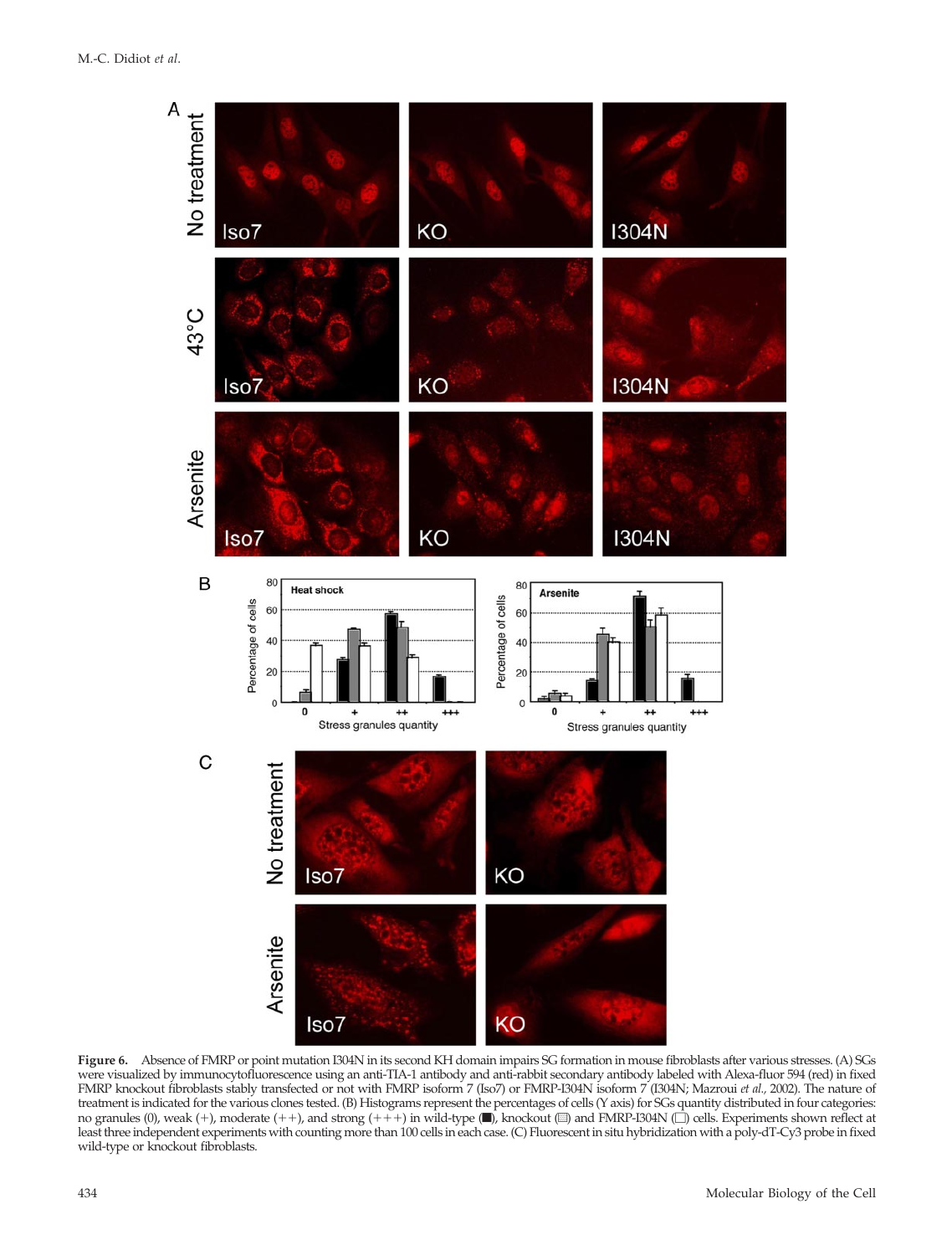**Figure 6.** Absence of FMRP or point mutation I304N in its second KH domain impairs SG formation in mouse fibroblasts after various stresses. (A) SGs were visualized by immunocytofluorescence using an anti-TIA-1 antibody and anti-rabbit secondary antibody labeled with Alexa-fluor 594 (red) in fixed FMRP knockout fibroblasts stably transfected or not with FMRP isoform 7 (Iso7) or FMRP-I304N isoform 7 (I304N; Mazroui *et al.*, 2002). The nature of treatment is indicated for the various clones tested. (B) Histograms represent the percentages of cells (Y axis) for SGs quantity distributed in four categories: no granules (0), weak (+), moderate (++), and strong (+++) in wild-type (■), knockout (▨) and FMRP-I304N (□) cells. Experiments shown reflect at least three independent experiments with counting more than 100 cells in each case. (C) Fluorescent in situ hybridization with a poly-dT-Cy3 probe in fixed wild-type or knockout fibroblasts.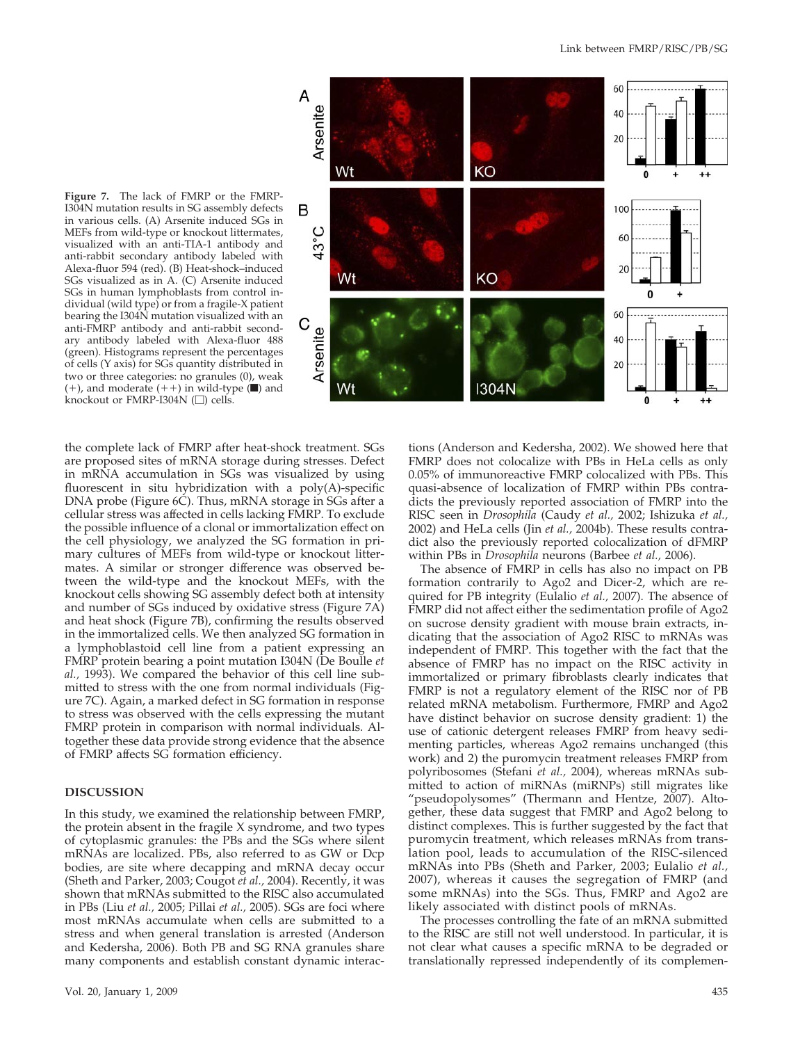**Figure 7.** The lack of FMRP or the FMRP-I304N mutation results in SG assembly defects in various cells. (A) Arsenite induced SGs in MEFs from wild-type or knockout littermates, visualized with an anti-TIA-1 antibody and anti-rabbit secondary antibody labeled with Alexa-fluor 594 (red). (B) Heat-shock–induced SGs visualized as in A. (C) Arsenite induced SGs in human lymphoblasts from control individual (wild type) or from a fragile-X patient bearing the I304N mutation visualized with an anti-FMRP antibody and anti-rabbit secondary antibody labeled with Alexa-fluor 488 (green). Histograms represent the percentages of cells (Y axis) for SGs quantity distributed in two or three categories: no granules (0), weak (+), and moderate (++) in wild-type (■) and knockout or FMRP-I304N (□) cells.

the complete lack of FMRP after heat-shock treatment. SGs are proposed sites of mRNA storage during stresses. Defect in mRNA accumulation in SGs was visualized by using fluorescent in situ hybridization with a poly(A)-specific DNA probe (Figure 6C). Thus, mRNA storage in SGs after a cellular stress was affected in cells lacking FMRP. To exclude the possible influence of a clonal or immortalization effect on the cell physiology, we analyzed the SG formation in primary cultures of MEFs from wild-type or knockout littermates. A similar or stronger difference was observed between the wild-type and the knockout MEFs, with the knockout cells showing SG assembly defect both at intensity and number of SGs induced by oxidative stress (Figure 7A) and heat shock (Figure 7B), confirming the results observed in the immortalized cells. We then analyzed SG formation in a lymphoblastoid cell line from a patient expressing an FMRP protein bearing a point mutation I304N (De Boulle *et al.,* 1993). We compared the behavior of this cell line submitted to stress with the one from normal individuals (Figure 7C). Again, a marked defect in SG formation in response to stress was observed with the cells expressing the mutant FMRP protein in comparison with normal individuals. Altogether these data provide strong evidence that the absence of FMRP affects SG formation efficiency.

## DISCUSSION

In this study, we examined the relationship between FMRP, the protein absent in the fragile X syndrome, and two types of cytoplasmic granules: the PBs and the SGs where silent mRNAs are localized. PBs, also referred to as GW or Dcp bodies, are site where decapping and mRNA decay occur (Sheth and Parker, 2003; Cougot *et al.,* 2004). Recently, it was shown that mRNAs submitted to the RISC also accumulated in PBs (Liu *et al.,* 2005; Pillai *et al.,* 2005). SGs are foci where most mRNAs accumulate when cells are submitted to a stress and when general translation is arrested (Anderson and Kedersha, 2006). Both PB and SG RNA granules share many components and establish constant dynamic interactions (Anderson and Kedersha, 2002). We showed here that FMRP does not colocalize with PBs in HeLa cells as only 0.05% of immunoreactive FMRP colocalized with PBs. This quasi-absence of localization of FMRP within PBs contradicts the previously reported association of FMRP into the RISC seen in *Drosophila* (Caudy *et al.,* 2002; Ishizuka *et al.,* 2002) and HeLa cells (Jin *et al.,* 2004b). These results contradict also the previously reported colocalization of dFMRP within PBs in *Drosophila* neurons (Barbee *et al.,* 2006).

The absence of FMRP in cells has also no impact on PB formation contrarily to Ago2 and Dicer-2, which are required for PB integrity (Eulalio *et al.,* 2007). The absence of FMRP did not affect either the sedimentation profile of Ago2 on sucrose density gradient with mouse brain extracts, indicating that the association of Ago2 RISC to mRNAs was independent of FMRP. This together with the fact that the absence of FMRP has no impact on the RISC activity in immortalized or primary fibroblasts clearly indicates that FMRP is not a regulatory element of the RISC nor of PB related mRNA metabolism. Furthermore, FMRP and Ago2 have distinct behavior on sucrose density gradient: 1) the use of cationic detergent releases FMRP from heavy sedimenting particles, whereas Ago2 remains unchanged (this work) and 2) the puromycin treatment releases FMRP from polyribosomes (Stefani *et al.,* 2004), whereas mRNAs submitted to action of miRNAs (miRNPs) still migrates like "pseudopolysomes" (Thermann and Hentze, 2007). Altogether, these data suggest that FMRP and Ago2 belong to distinct complexes. This is further suggested by the fact that puromycin treatment, which releases mRNAs from translation pool, leads to accumulation of the RISC-silenced mRNAs into PBs (Sheth and Parker, 2003; Eulalio *et al.,* 2007), whereas it causes the segregation of FMRP (and some mRNAs) into the SGs. Thus, FMRP and Ago2 are likely associated with distinct pools of mRNAs.

The processes controlling the fate of an mRNA submitted to the RISC are still not well understood. In particular, it is not clear what causes a specific mRNA to be degraded or translationally repressed independently of its complemen-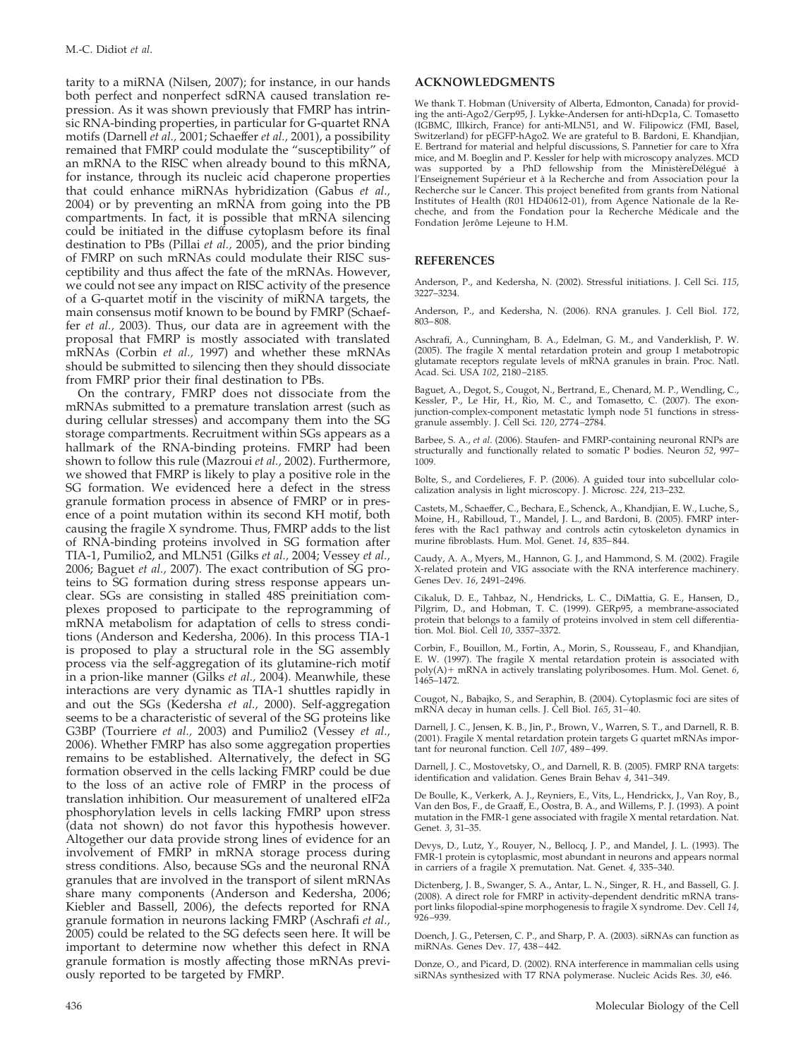tarity to a miRNA (Nilsen, 2007); for instance, in our hands both perfect and nonperfect sdRNA caused translation repression. As it was shown previously that FMRP has intrinsic RNA-binding properties, in particular for G-quartet RNA motifs (Darnell *et al.,* 2001; Schaeffer *et al.,* 2001), a possibility remained that FMRP could modulate the "susceptibility" of an mRNA to the RISC when already bound to this mRNA, for instance, through its nucleic acid chaperone properties that could enhance miRNAs hybridization (Gabus *et al.,* 2004) or by preventing an mRNA from going into the PB compartments. In fact, it is possible that mRNA silencing could be initiated in the diffuse cytoplasm before its final destination to PBs (Pillai *et al.,* 2005), and the prior binding of FMRP on such mRNAs could modulate their RISC susceptibility and thus affect the fate of the mRNAs. However, we could not see any impact on RISC activity of the presence of a G-quartet motif in the viscinity of miRNA targets, the main consensus motif known to be bound by FMRP (Schaeffer *et al.,* 2003). Thus, our data are in agreement with the proposal that FMRP is mostly associated with translated mRNAs (Corbin *et al.,* 1997) and whether these mRNAs should be submitted to silencing then they should dissociate from FMRP prior their final destination to PBs.

On the contrary, FMRP does not dissociate from the mRNAs submitted to a premature translation arrest (such as during cellular stresses) and accompany them into the SG storage compartments. Recruitment within SGs appears as a hallmark of the RNA-binding proteins. FMRP had been shown to follow this rule (Mazroui *et al.,* 2002). Furthermore, we showed that FMRP is likely to play a positive role in the SG formation. We evidenced here a defect in the stress granule formation process in absence of FMRP or in presence of a point mutation within its second KH motif, both causing the fragile X syndrome. Thus, FMRP adds to the list of RNA-binding proteins involved in SG formation after TIA-1, Pumilio2, and MLN51 (Gilks *et al.,* 2004; Vessey *et al.,* 2006; Baguet *et al.,* 2007). The exact contribution of SG proteins to SG formation during stress response appears unclear. SGs are consisting in stalled 48S preinitiation complexes proposed to participate to the reprogramming of mRNA metabolism for adaptation of cells to stress conditions (Anderson and Kedersha, 2006). In this process TIA-1 is proposed to play a structural role in the SG assembly process via the self-aggregation of its glutamine-rich motif in a prion-like manner (Gilks *et al.,* 2004). Meanwhile, these interactions are very dynamic as TIA-1 shuttles rapidly in and out the SGs (Kedersha *et al.,* 2000). Self-aggregation seems to be a characteristic of several of the SG proteins like G3BP (Tourriere *et al.,* 2003) and Pumilio2 (Vessey *et al.,* 2006). Whether FMRP has also some aggregation properties remains to be established. Alternatively, the defect in SG formation observed in the cells lacking FMRP could be due to the loss of an active role of FMRP in the process of translation inhibition. Our measurement of unaltered eIF2a phosphorylation levels in cells lacking FMRP upon stress (data not shown) do not favor this hypothesis however. Altogether our data provide strong lines of evidence for an involvement of FMRP in mRNA storage process during stress conditions. Also, because SGs and the neuronal RNA granules that are involved in the transport of silent mRNAs share many components (Anderson and Kedersha, 2006; Kiebler and Bassell, 2006), the defects reported for RNA granule formation in neurons lacking FMRP (Aschrafi *et al.,* 2005) could be related to the SG defects seen here. It will be important to determine now whether this defect in RNA granule formation is mostly affecting those mRNAs previously reported to be targeted by FMRP.

## ACKNOWLEDGMENTS

We thank T. Hobman (University of Alberta, Edmonton, Canada) for providing the anti-Ago2/Gerp95, J. Lykke-Andersen for anti-hDcp1a, C. Tomasetto (IGBMC, Illkirch, France) for anti-MLN51, and W. Filipowicz (FMI, Basel, Switzerland) for pEGFP-hAgo2. We are grateful to B. Bardoni, E. Khandjian, E. Bertrand for material and helpful discussions, S. Pannetier for care to Xfra mice, and M. Boeglin and P. Kessler for help with microscopy analyzes. MCD was supported by a PhD fellowship from the MinistèreDélégué à l'Enseignement Supérieur et à la Recherche and from Association pour la Recherche sur le Cancer. This project benefited from grants from National Institutes of Health (R01 HD40612-01), from Agence Nationale de la Recheche, and from the Fondation pour la Recherche Médicale and the Fondation Jerôme Lejeune to H.M.

## REFERENCES

Anderson, P., and Kedersha, N. (2002). Stressful initiations. J. Cell Sci. *115*, 3227–3234.

Anderson, P., and Kedersha, N. (2006). RNA granules. J. Cell Biol. *172*, 803–808.

Aschrafi, A., Cunningham, B. A., Edelman, G. M., and Vanderklish, P. W. (2005). The fragile X mental retardation protein and group I metabotropic glutamate receptors regulate levels of mRNA granules in brain. Proc. Natl. Acad. Sci. USA *102*, 2180–2185.

Baguet, A., Degot, S., Cougot, N., Bertrand, E., Chenard, M. P., Wendling, C., Kessler, P., Le Hir, H., Rio, M. C., and Tomasetto, C. (2007). The exon-junction-complex-component metastatic lymph node 51 functions in stress-granule assembly. J. Cell Sci. *120*, 2774–2784.

Barbee, S. A., *et al.* (2006). Staufen- and FMRP-containing neuronal RNPs are structurally and functionally related to somatic P bodies. Neuron *52*, 997–1009.

Bolte, S., and Cordelieres, F. P. (2006). A guided tour into subcellular colocalization analysis in light microscopy. J. Microsc. *224*, 213–232.

Castets, M., Schaeffer, C., Bechara, E., Schenck, A., Khandjian, E. W., Luche, S., Moine, H., Rabilloud, T., Mandel, J. L., and Bardoni, B. (2005). FMRP interferes with the Rac1 pathway and controls actin cytoskeleton dynamics in murine fibroblasts. Hum. Mol. Genet. *14*, 835–844.

Caudy, A. A., Myers, M., Hannon, G. J., and Hammond, S. M. (2002). Fragile X-related protein and VIG associate with the RNA interference machinery. Genes Dev. *16*, 2491–2496.

Cikaluk, D. E., Tahbaz, N., Hendricks, L. C., DiMattia, G. E., Hansen, D., Pilgrim, D., and Hobman, T. C. (1999). GERp95, a membrane-associated protein that belongs to a family of proteins involved in stem cell differentiation. Mol. Biol. Cell *10*, 3357–3372.

Corbin, F., Bouillon, M., Fortin, A., Morin, S., Rousseau, F., and Khandjian, E. W. (1997). The fragile X mental retardation protein is associated with poly(A)+ mRNA in actively translating polyribosomes. Hum. Mol. Genet. *6*, 1465–1472.

Cougot, N., Babajko, S., and Seraphin, B. (2004). Cytoplasmic foci are sites of mRNA decay in human cells. J. Cell Biol. *165*, 31–40.

Darnell, J. C., Jensen, K. B., Jin, P., Brown, V., Warren, S. T., and Darnell, R. B. (2001). Fragile X mental retardation protein targets G quartet mRNAs important for neuronal function. Cell *107*, 489–499.

Darnell, J. C., Mostovetsky, O., and Darnell, R. B. (2005). FMRP RNA targets: identification and validation. Genes Brain Behav *4*, 341–349.

De Boulle, K., Verkerk, A. J., Reyniers, E., Vits, L., Hendrickx, J., Van Roy, B., Van den Bos, F., de Graaff, E., Oostra, B. A., and Willems, P. J. (1993). A point mutation in the FMR-1 gene associated with fragile X mental retardation. Nat. Genet. *3*, 31–35.

Devys, D., Lutz, Y., Rouyer, N., Bellocq, J. P., and Mandel, J. L. (1993). The FMR-1 protein is cytoplasmic, most abundant in neurons and appears normal in carriers of a fragile X premutation. Nat. Genet. *4*, 335–340.

Dictenberg, J. B., Swanger, S. A., Antar, L. N., Singer, R. H., and Bassell, G. J. (2008). A direct role for FMRP in activity-dependent dendritic mRNA transport links filopodial-spine morphogenesis to fragile X syndrome. Dev. Cell *14*, 926–939.

Doench, J. G., Petersen, C. P., and Sharp, P. A. (2003). siRNAs can function as miRNAs. Genes Dev. *17*, 438–442.

Donze, O., and Picard, D. (2002). RNA interference in mammalian cells using siRNAs synthesized with T7 RNA polymerase. Nucleic Acids Res. *30*, e46.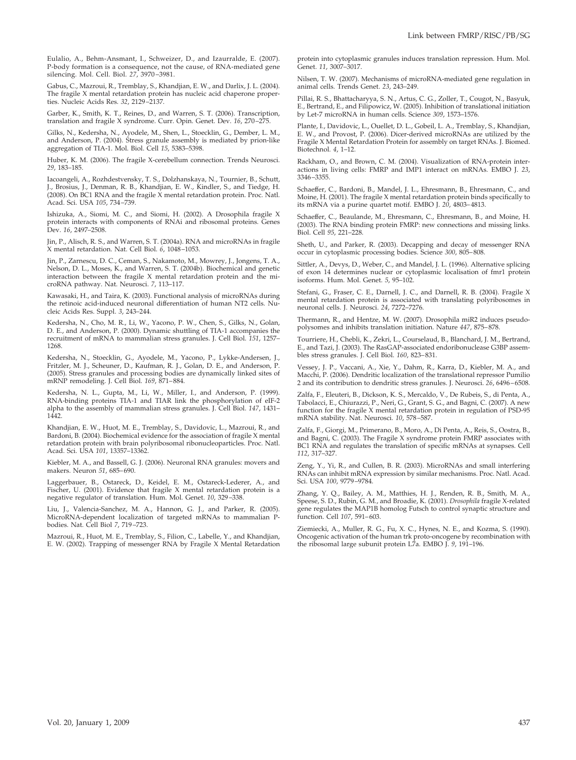Eulalio, A., Behm-Ansmant, I., Schweizer, D., and Izaurralde, E. (2007). P-body formation is a consequence, not the cause, of RNA-mediated gene silencing. Mol. Cell. Biol. *27*, 3970–3981.

Gabus, C., Mazroui, R., Tremblay, S., Khandjian, E. W., and Darlix, J. L. (2004). The fragile X mental retardation protein has nucleic acid chaperone properties. Nucleic Acids Res. *32*, 2129–2137.

Garber, K., Smith, K. T., Reines, D., and Warren, S. T. (2006). Transcription, translation and fragile X syndrome. Curr. Opin. Genet. Dev. *16*, 270–275.

Gilks, N., Kedersha, N., Ayodele, M., Shen, L., Stoecklin, G., Dember, L. M., and Anderson, P. (2004). Stress granule assembly is mediated by prion-like aggregation of TIA-1. Mol. Biol. Cell *15*, 5383–5398.

Huber, K. M. (2006). The fragile X-cerebellum connection. Trends Neurosci. *29*, 183–185.

Iacoangeli, A., Rozhdestvensky, T. S., Dolzhanskaya, N., Tournier, B., Schutt, J., Brosius, J., Denman, R. B., Khandjian, E. W., Kindler, S., and Tiedge, H. (2008). On BC1 RNA and the fragile X mental retardation protein. Proc. Natl. Acad. Sci. USA *105*, 734–739.

Ishizuka, A., Siomi, M. C., and Siomi, H. (2002). A Drosophila fragile X protein interacts with components of RNAi and ribosomal proteins. Genes Dev. *16*, 2497–2508.

Jin, P., Alisch, R. S., and Warren, S. T. (2004a). RNA and microRNAs in fragile X mental retardation. Nat. Cell Biol. *6*, 1048–1053.

Jin, P., Zarnescu, D. C., Ceman, S., Nakamoto, M., Mowrey, J., Jongens, T. A., Nelson, D. L., Moses, K., and Warren, S. T. (2004b). Biochemical and genetic interaction between the fragile X mental retardation protein and the microRNA pathway. Nat. Neurosci. *7*, 113–117.

Kawasaki, H., and Taira, K. (2003). Functional analysis of microRNAs during the retinoic acid-induced neuronal differentiation of human NT2 cells. Nucleic Acids Res. Suppl. *3*, 243–244.

Kedersha, N., Cho, M. R., Li, W., Yacono, P. W., Chen, S., Gilks, N., Golan, D. E., and Anderson, P. (2000). Dynamic shuttling of TIA-1 accompanies the recruitment of mRNA to mammalian stress granules. J. Cell Biol. *151*, 1257–1268.

Kedersha, N., Stoecklin, G., Ayodele, M., Yacono, P., Lykke-Andersen, J., Fritzler, M. J., Scheuner, D., Kaufman, R. J., Golan, D. E., and Anderson, P. (2005). Stress granules and processing bodies are dynamically linked sites of mRNP remodeling. J. Cell Biol. *169*, 871–884.

Kedersha, N. L., Gupta, M., Li, W., Miller, I., and Anderson, P. (1999). RNA-binding proteins TIA-1 and TIAR link the phosphorylation of eIF-2 alpha to the assembly of mammalian stress granules. J. Cell Biol. *147*, 1431–1442.

Khandjian, E. W., Huot, M. E., Tremblay, S., Davidovic, L., Mazroui, R., and Bardoni, B. (2004). Biochemical evidence for the association of fragile X mental retardation protein with brain polyribosomal ribonucleoparticles. Proc. Natl. Acad. Sci. USA *101*, 13357–13362.

Kiebler, M. A., and Bassell, G. J. (2006). Neuronal RNA granules: movers and makers. Neuron *51*, 685–690.

Laggerbauer, B., Ostareck, D., Keidel, E. M., Ostareck-Lederer, A., and Fischer, U. (2001). Evidence that fragile X mental retardation protein is a negative regulator of translation. Hum. Mol. Genet. *10*, 329–338.

Liu, J., Valencia-Sanchez, M. A., Hannon, G. J., and Parker, R. (2005). MicroRNA-dependent localization of targeted mRNAs to mammalian P-bodies. Nat. Cell Biol *7*, 719–723.

Mazroui, R., Huot, M. E., Tremblay, S., Filion, C., Labelle, Y., and Khandjian, E. W. (2002). Trapping of messenger RNA by Fragile X Mental Retardation protein into cytoplasmic granules induces translation repression. Hum. Mol. Genet. *11*, 3007–3017.

Nilsen, T. W. (2007). Mechanisms of microRNA-mediated gene regulation in animal cells. Trends Genet. *23*, 243–249.

Pillai, R. S., Bhattacharyya, S. N., Artus, C. G., Zoller, T., Cougot, N., Basyuk, E., Bertrand, E., and Filipowicz, W. (2005). Inhibition of translational initiation by Let-7 microRNA in human cells. Science *309*, 1573–1576.

Plante, I., Davidovic, L., Ouellet, D. L., Gobeil, L. A., Tremblay, S., Khandjian, E. W., and Provost, P. (2006). Dicer-derived microRNAs are utilized by the Fragile X Mental Retardation Protein for assembly on target RNAs. J. Biomed. Biotechnol. *4*, 1–12.

Rackham, O., and Brown, C. M. (2004). Visualization of RNA-protein interactions in living cells: FMRP and IMP1 interact on mRNAs. EMBO J. *23*, 3346–3355.

Schaeffer, C., Bardoni, B., Mandel, J. L., Ehresmann, B., Ehresmann, C., and Moine, H. (2001). The fragile X mental retardation protein binds specifically to its mRNA via a purine quartet motif. EMBO J. *20*, 4803–4813.

Schaeffer, C., Beaulande, M., Ehresmann, C., Ehresmann, B., and Moine, H. (2003). The RNA binding protein FMRP: new connections and missing links. Biol. Cell *95*, 221–228.

Sheth, U., and Parker, R. (2003). Decapping and decay of messenger RNA occur in cytoplasmic processing bodies. Science *300*, 805–808.

Sittler, A., Devys, D., Weber, C., and Mandel, J. L. (1996). Alternative splicing of exon 14 determines nuclear or cytoplasmic localisation of fmr1 protein isoforms. Hum. Mol. Genet. *5*, 95–102.

Stefani, G., Fraser, C. E., Darnell, J. C., and Darnell, R. B. (2004). Fragile X mental retardation protein is associated with translating polyribosomes in neuronal cells. J. Neurosci. *24*, 7272–7276.

Thermann, R., and Hentze, M. W. (2007). Drosophila miR2 induces pseudo-polysomes and inhibits translation initiation. Nature *447*, 875–878.

Tourriere, H., Chebli, K., Zekri, L., Courselaud, B., Blanchard, J. M., Bertrand, E., and Tazi, J. (2003). The RasGAP-associated endoribonuclease G3BP assembles stress granules. J. Cell Biol. *160*, 823–831.

Vessey, J. P., Vaccani, A., Xie, Y., Dahm, R., Karra, D., Kiebler, M. A., and Macchi, P. (2006). Dendritic localization of the translational repressor Pumilio 2 and its contribution to dendritic stress granules. J. Neurosci. *26*, 6496–6508.

Zalfa, F., Eleuteri, B., Dickson, K. S., Mercaldo, V., De Rubeis, S., di Penta, A., Tabolacci, E., Chiurazzi, P., Neri, G., Grant, S. G., and Bagni, C. (2007). A new function for the fragile X mental retardation protein in regulation of PSD-95 mRNA stability. Nat. Neurosci. *10*, 578–587.

Zalfa, F., Giorgi, M., Primerano, B., Moro, A., Di Penta, A., Reis, S., Oostra, B., and Bagni, C. (2003). The Fragile X syndrome protein FMRP associates with BC1 RNA and regulates the translation of specific mRNAs at synapses. Cell *112*, 317–327.

Zeng, Y., Yi, R., and Cullen, B. R. (2003). MicroRNAs and small interfering RNAs can inhibit mRNA expression by similar mechanisms. Proc. Natl. Acad. Sci. USA *100*, 9779–9784.

Zhang, Y. Q., Bailey, A. M., Matthies, H. J., Renden, R. B., Smith, M. A., Speese, S. D., Rubin, G. M., and Broadie, K. (2001). *Drosophila* fragile X-related gene regulates the MAP1B homolog Futsch to control synaptic structure and function. Cell *107*, 591–603.

Ziemiecki, A., Muller, R. G., Fu, X. C., Hynes, N. E., and Kozma, S. (1990). Oncogenic activation of the human trk proto-oncogene by recombination with the ribosomal large subunit protein L7a. EMBO J. *9*, 191–196.